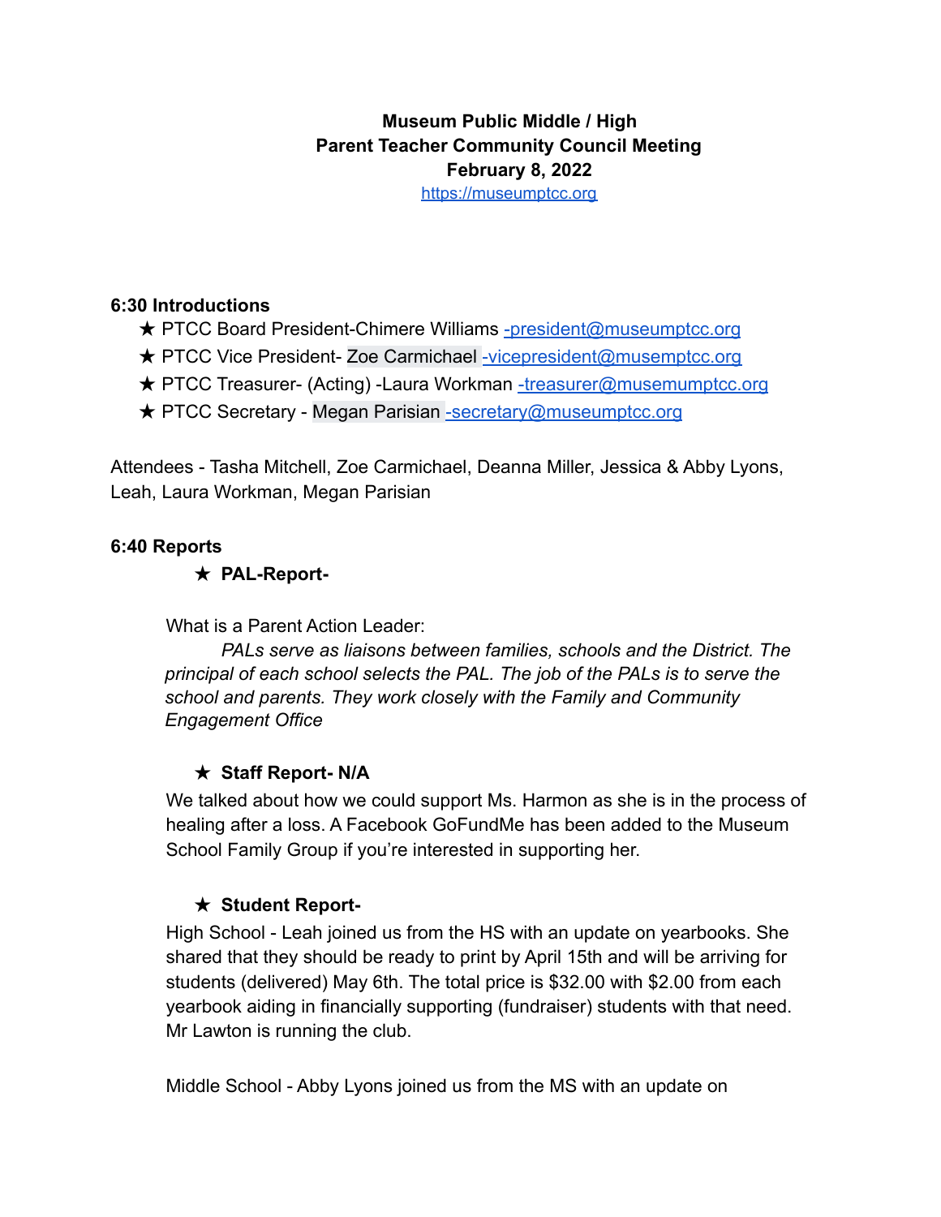**Museum Public Middle / High**
**Parent Teacher Community Council Meeting**
**February 8, 2022**
https://museumptcc.org

### 6:30 Introductions

- ★ PTCC Board President-Chimere Williams -president@museumptcc.org
- ★ PTCC Vice President- Zoe Carmichael -vicepresident@musemptcc.org
- ★ PTCC Treasurer- (Acting) -Laura Workman -treasurer@musemumptcc.org
- ★ PTCC Secretary - Megan Parisian -secretary@museumptcc.org

Attendees - Tasha Mitchell, Zoe Carmichael, Deanna Miller, Jessica & Abby Lyons, Leah, Laura Workman, Megan Parisian

### 6:40 Reports

- ★ **PAL-Report-**

What is a Parent Action Leader:

*PALs serve as liaisons between families, schools and the District. The principal of each school selects the PAL. The job of the PALs is to serve the school and parents. They work closely with the Family and Community Engagement Office*

- ★ **Staff Report- N/A**

We talked about how we could support Ms. Harmon as she is in the process of healing after a loss. A Facebook GoFundMe has been added to the Museum School Family Group if you're interested in supporting her.

- ★ **Student Report-**

High School - Leah joined us from the HS with an update on yearbooks. She shared that they should be ready to print by April 15th and will be arriving for students (delivered) May 6th. The total price is $32.00 with $2.00 from each yearbook aiding in financially supporting (fundraiser) students with that need. Mr Lawton is running the club.

Middle School - Abby Lyons joined us from the MS with an update on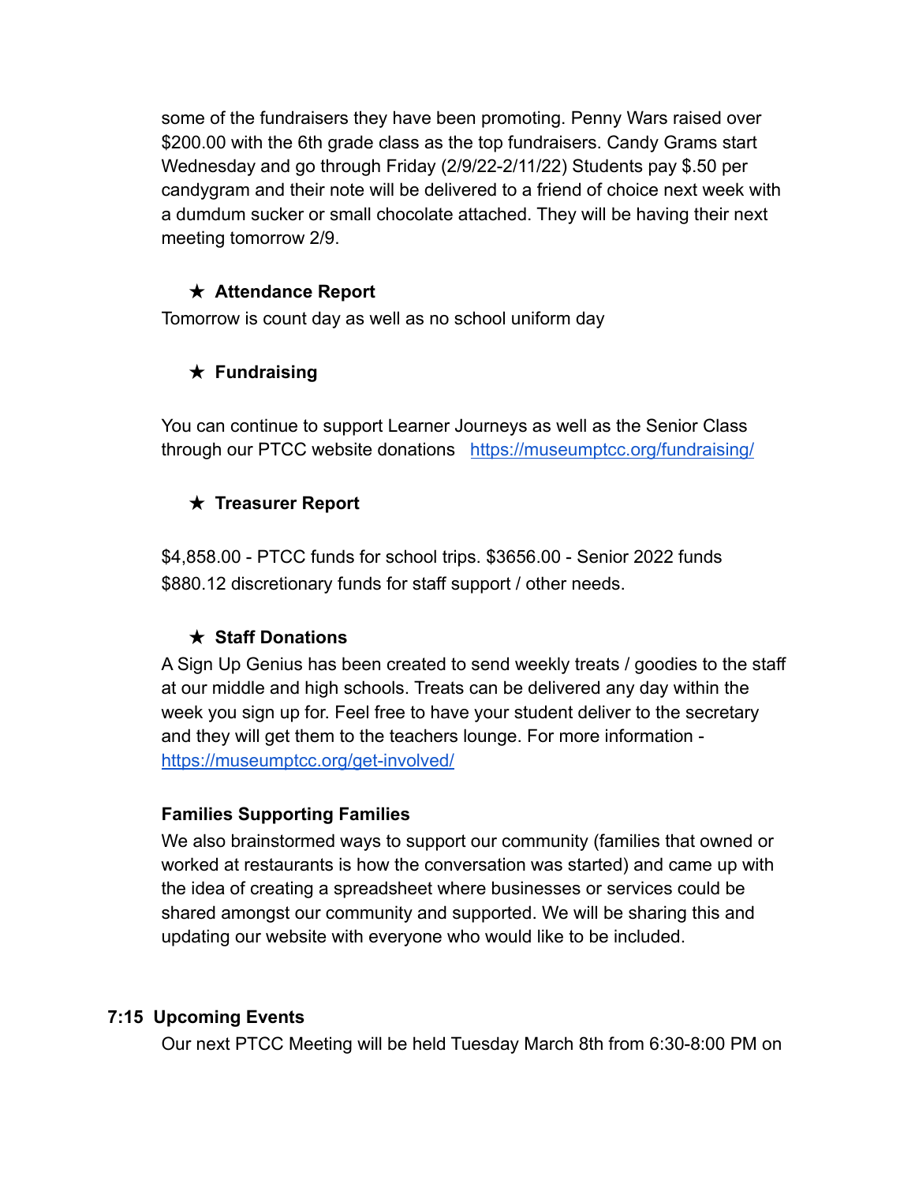some of the fundraisers they have been promoting. Penny Wars raised over $200.00 with the 6th grade class as the top fundraisers. Candy Grams start Wednesday and go through Friday (2/9/22-2/11/22) Students pay $.50 per candygram and their note will be delivered to a friend of choice next week with a dumdum sucker or small chocolate attached. They will be having their next meeting tomorrow 2/9.

- ★ **Attendance Report**

Tomorrow is count day as well as no school uniform day

- ★ **Fundraising**

You can continue to support Learner Journeys as well as the Senior Class through our PTCC website donations [https://museumptcc.org/fundraising/](https://museumptcc.org/fundraising/)

- ★ **Treasurer Report**

$4,858.00 - PTCC funds for school trips. $3656.00 - Senior 2022 funds $880.12 discretionary funds for staff support / other needs.

- ★ **Staff Donations**

A Sign Up Genius has been created to send weekly treats / goodies to the staff at our middle and high schools. Treats can be delivered any day within the week you sign up for. Feel free to have your student deliver to the secretary and they will get them to the teachers lounge. For more information - [https://museumptcc.org/get-involved/](https://museumptcc.org/get-involved/)

**Families Supporting Families**

We also brainstormed ways to support our community (families that owned or worked at restaurants is how the conversation was started) and came up with the idea of creating a spreadsheet where businesses or services could be shared amongst our community and supported. We will be sharing this and updating our website with everyone who would like to be included.

**7:15 Upcoming Events**

Our next PTCC Meeting will be held Tuesday March 8th from 6:30-8:00 PM on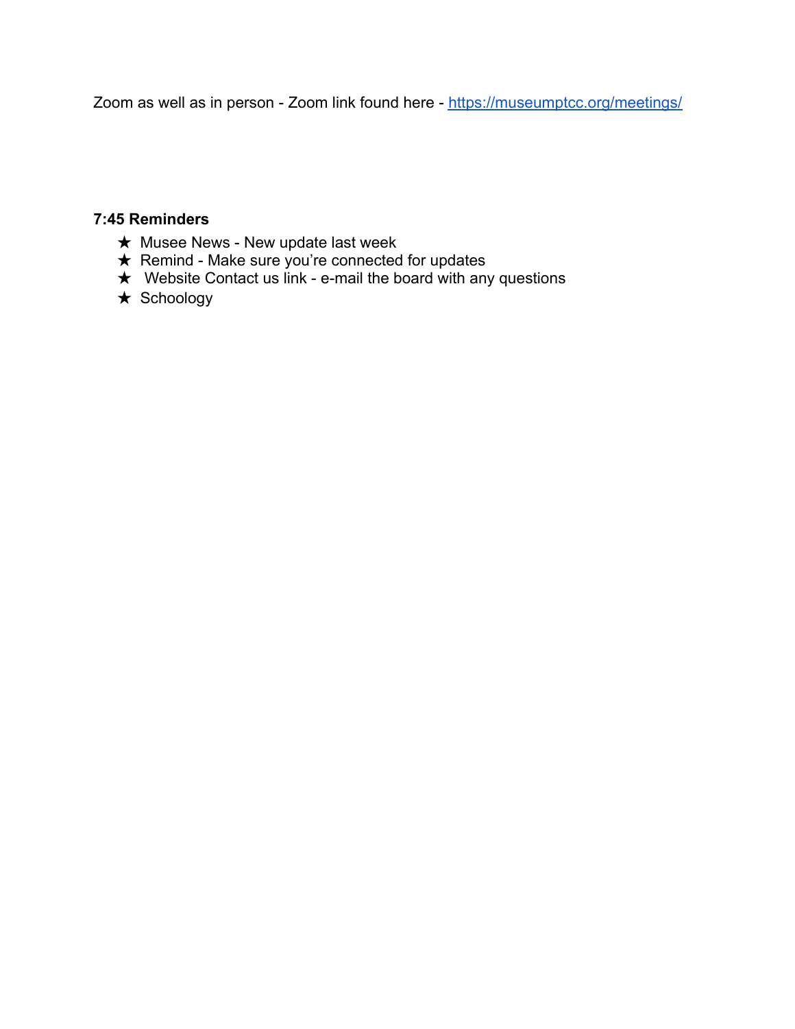Zoom as well as in person - Zoom link found here - [https://museumptcc.org/meetings/](https://museumptcc.org/meetings/)

**7:45 Reminders**

- ★ Musee News - New update last week
- ★ Remind - Make sure you're connected for updates
- ★ Website Contact us link - e-mail the board with any questions
- ★ Schoology